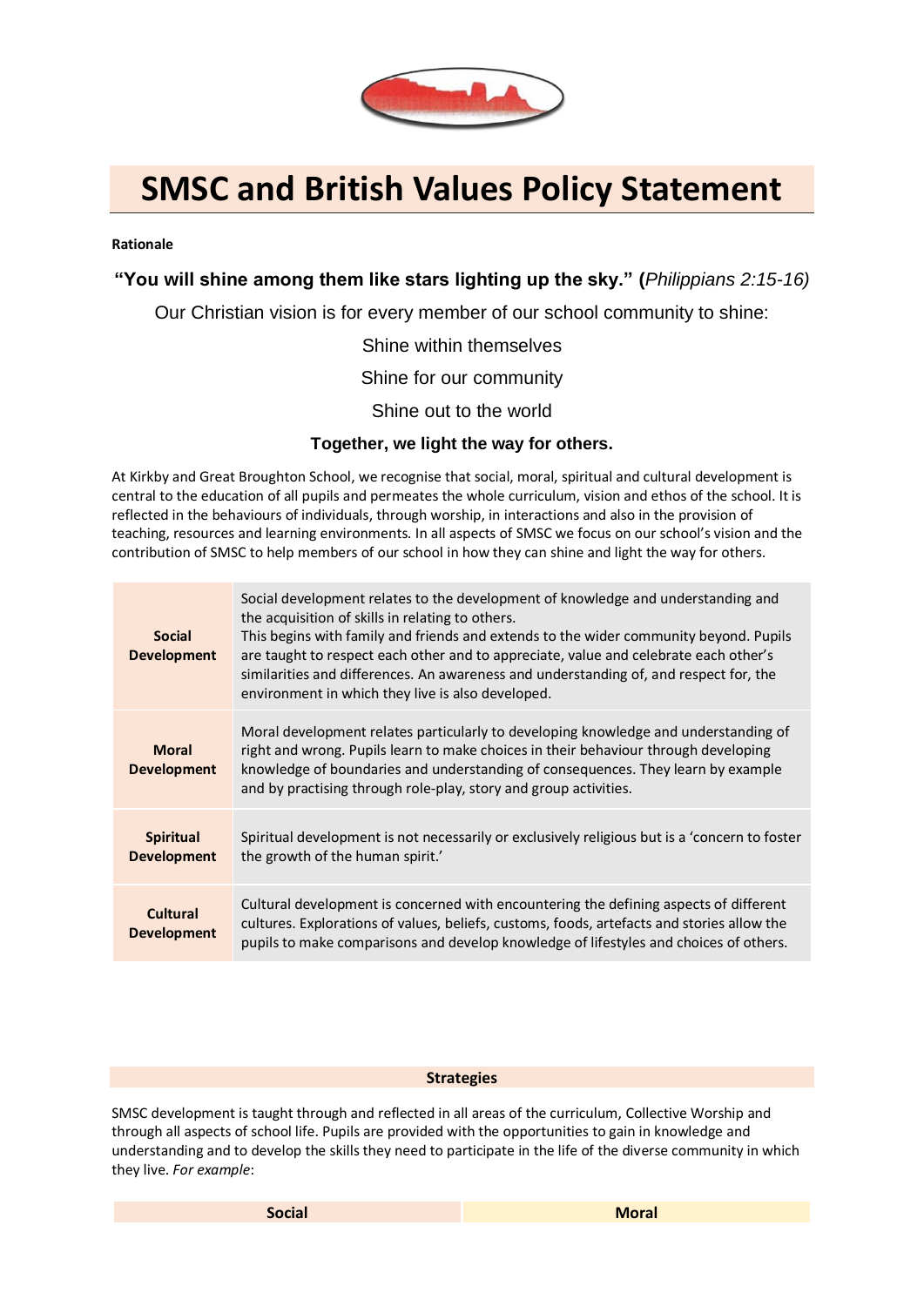# SMSC and British Values Policy Statement

**Rationale**

**"You will shine among them like stars lighting up the sky." (***Philippians 2:15-16)*

Our Christian vision is for every member of our school community to shine:

Shine within themselves

Shine for our community

Shine out to the world

**Together, we light the way for others.**

At Kirkby and Great Broughton School, we recognise that social, moral, spiritual and cultural development is central to the education of all pupils and permeates the whole curriculum, vision and ethos of the school. It is reflected in the behaviours of individuals, through worship, in interactions and also in the provision of teaching, resources and learning environments. In all aspects of SMSC we focus on our school's vision and the contribution of SMSC to help members of our school in how they can shine and light the way for others.

| | |
|---|---|
| **Social Development** | Social development relates to the development of knowledge and understanding and the acquisition of skills in relating to others. This begins with family and friends and extends to the wider community beyond. Pupils are taught to respect each other and to appreciate, value and celebrate each other's similarities and differences. An awareness and understanding of, and respect for, the environment in which they live is also developed. |
| **Moral Development** | Moral development relates particularly to developing knowledge and understanding of right and wrong. Pupils learn to make choices in their behaviour through developing knowledge of boundaries and understanding of consequences. They learn by example and by practising through role-play, story and group activities. |
| **Spiritual Development** | Spiritual development is not necessarily or exclusively religious but is a 'concern to foster the growth of the human spirit.' |
| **Cultural Development** | Cultural development is concerned with encountering the defining aspects of different cultures. Explorations of values, beliefs, customs, foods, artefacts and stories allow the pupils to make comparisons and develop knowledge of lifestyles and choices of others. |

## Strategies

SMSC development is taught through and reflected in all areas of the curriculum, Collective Worship and through all aspects of school life. Pupils are provided with the opportunities to gain in knowledge and understanding and to develop the skills they need to participate in the life of the diverse community in which they live. *For example*:

| Social | Moral |
|---|---|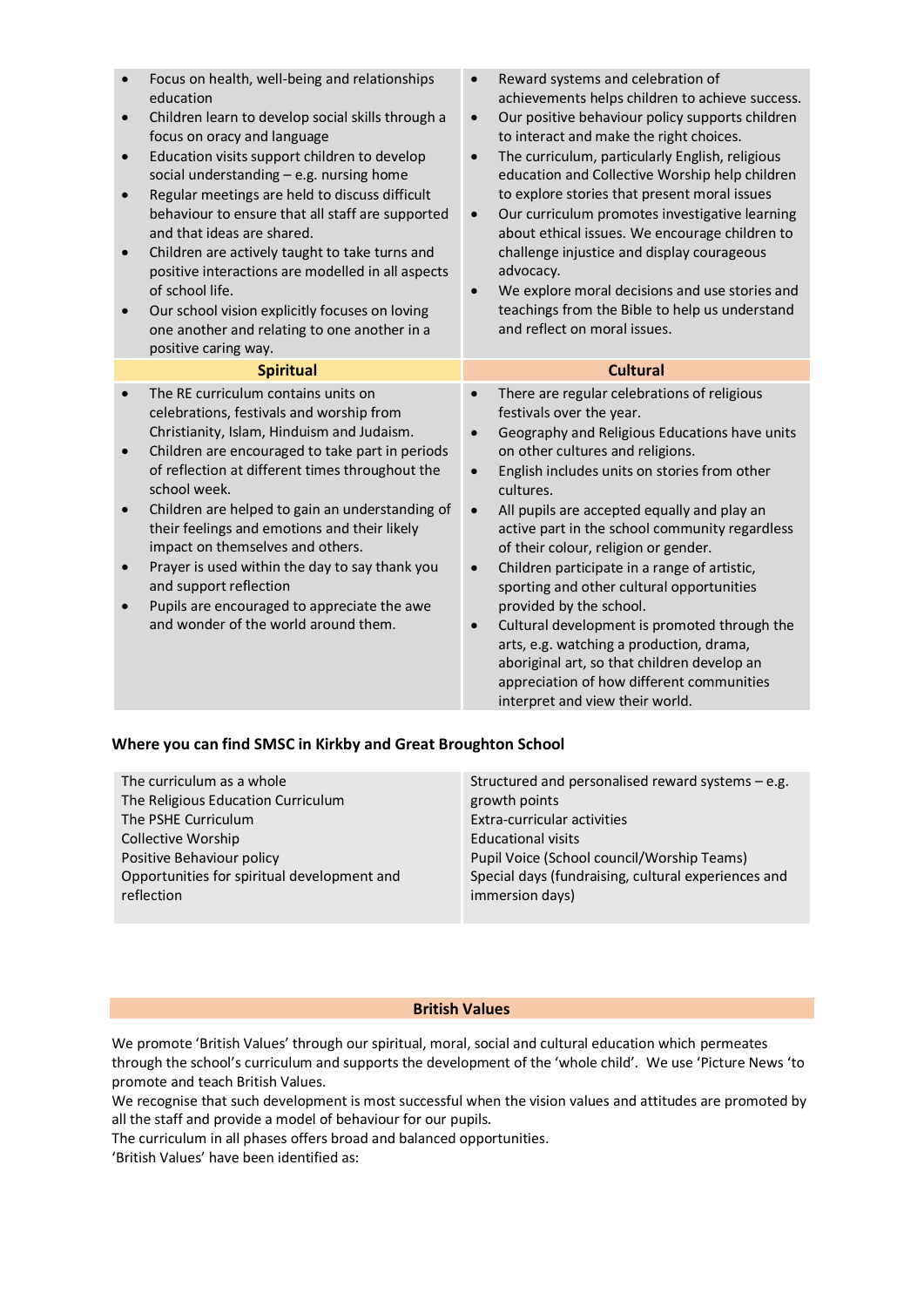| | |
|---|---|
| • Focus on health, well-being and relationships education<br>• Children learn to develop social skills through a focus on oracy and language<br>• Education visits support children to develop social understanding – e.g. nursing home<br>• Regular meetings are held to discuss difficult behaviour to ensure that all staff are supported and that ideas are shared.<br>• Children are actively taught to take turns and positive interactions are modelled in all aspects of school life.<br>• Our school vision explicitly focuses on loving one another and relating to one another in a positive caring way. | • Reward systems and celebration of achievements helps children to achieve success.<br>• Our positive behaviour policy supports children to interact and make the right choices.<br>• The curriculum, particularly English, religious education and Collective Worship help children to explore stories that present moral issues<br>• Our curriculum promotes investigative learning about ethical issues. We encourage children to challenge injustice and display courageous advocacy.<br>• We explore moral decisions and use stories and teachings from the Bible to help us understand and reflect on moral issues. |
| **Spiritual** | **Cultural** |
| • The RE curriculum contains units on celebrations, festivals and worship from Christianity, Islam, Hinduism and Judaism.<br>• Children are encouraged to take part in periods of reflection at different times throughout the school week.<br>• Children are helped to gain an understanding of their feelings and emotions and their likely impact on themselves and others.<br>• Prayer is used within the day to say thank you and support reflection<br>• Pupils are encouraged to appreciate the awe and wonder of the world around them. | • There are regular celebrations of religious festivals over the year.<br>• Geography and Religious Educations have units on other cultures and religions.<br>• English includes units on stories from other cultures.<br>• All pupils are accepted equally and play an active part in the school community regardless of their colour, religion or gender.<br>• Children participate in a range of artistic, sporting and other cultural opportunities provided by the school.<br>• Cultural development is promoted through the arts, e.g. watching a production, drama, aboriginal art, so that children develop an appreciation of how different communities interpret and view their world. |

**Where you can find SMSC in Kirkby and Great Broughton School**

| | |
|---|---|
| The curriculum as a whole<br>The Religious Education Curriculum<br>The PSHE Curriculum<br>Collective Worship<br>Positive Behaviour policy<br>Opportunities for spiritual development and reflection | Structured and personalised reward systems – e.g. growth points<br>Extra-curricular activities<br>Educational visits<br>Pupil Voice (School council/Worship Teams)<br>Special days (fundraising, cultural experiences and immersion days) |

## British Values

We promote 'British Values' through our spiritual, moral, social and cultural education which permeates through the school's curriculum and supports the development of the 'whole child'. We use 'Picture News 'to promote and teach British Values.

We recognise that such development is most successful when the vision values and attitudes are promoted by all the staff and provide a model of behaviour for our pupils.

The curriculum in all phases offers broad and balanced opportunities.

'British Values' have been identified as: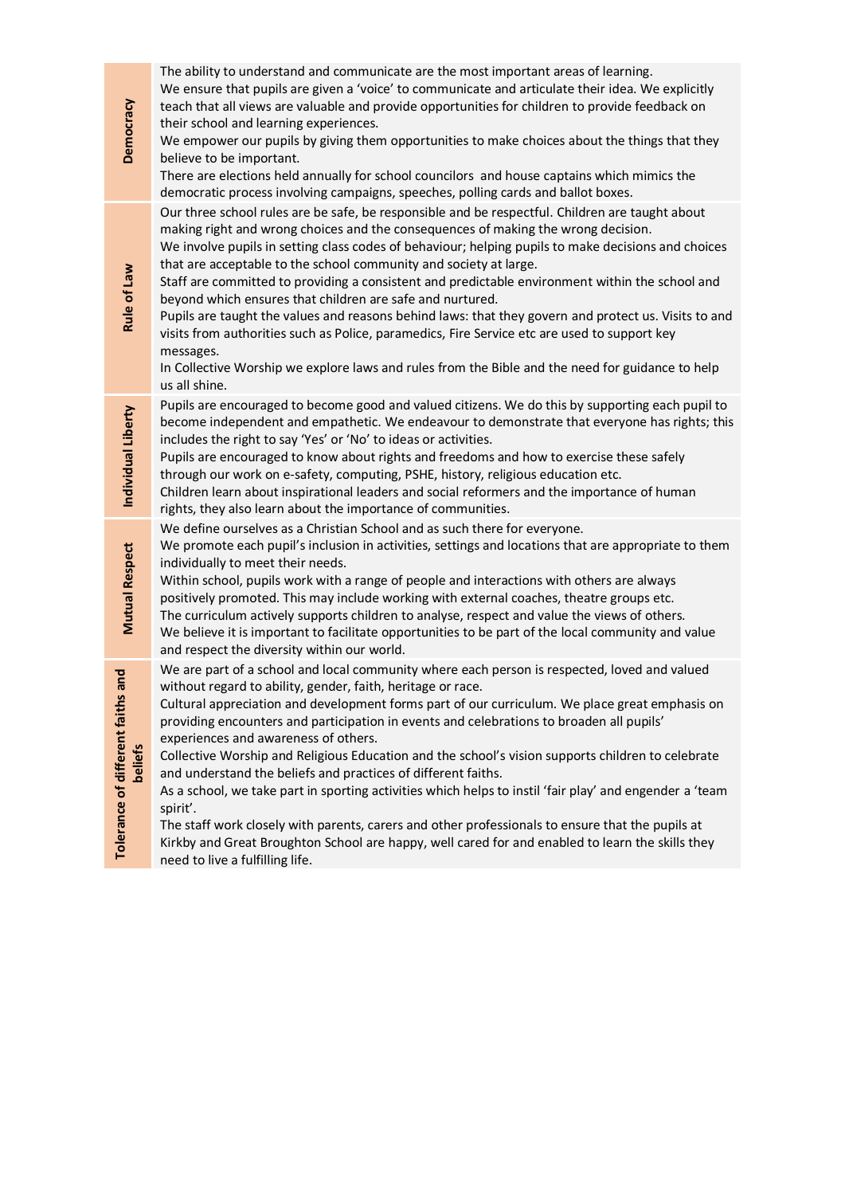| | |
|---|---|
| **Democracy** | The ability to understand and communicate are the most important areas of learning.<br>We ensure that pupils are given a 'voice' to communicate and articulate their idea. We explicitly teach that all views are valuable and provide opportunities for children to provide feedback on their school and learning experiences.<br>We empower our pupils by giving them opportunities to make choices about the things that they believe to be important.<br>There are elections held annually for school councilors and house captains which mimics the democratic process involving campaigns, speeches, polling cards and ballot boxes. |
| **Rule of Law** | Our three school rules are be safe, be responsible and be respectful. Children are taught about making right and wrong choices and the consequences of making the wrong decision.<br>We involve pupils in setting class codes of behaviour; helping pupils to make decisions and choices that are acceptable to the school community and society at large.<br>Staff are committed to providing a consistent and predictable environment within the school and beyond which ensures that children are safe and nurtured.<br>Pupils are taught the values and reasons behind laws: that they govern and protect us. Visits to and visits from authorities such as Police, paramedics, Fire Service etc are used to support key messages.<br>In Collective Worship we explore laws and rules from the Bible and the need for guidance to help us all shine. |
| **Individual Liberty** | Pupils are encouraged to become good and valued citizens. We do this by supporting each pupil to become independent and empathetic. We endeavour to demonstrate that everyone has rights; this includes the right to say 'Yes' or 'No' to ideas or activities.<br>Pupils are encouraged to know about rights and freedoms and how to exercise these safely through our work on e-safety, computing, PSHE, history, religious education etc.<br>Children learn about inspirational leaders and social reformers and the importance of human rights, they also learn about the importance of communities. |
| **Mutual Respect** | We define ourselves as a Christian School and as such there for everyone.<br>We promote each pupil's inclusion in activities, settings and locations that are appropriate to them individually to meet their needs.<br>Within school, pupils work with a range of people and interactions with others are always positively promoted. This may include working with external coaches, theatre groups etc.<br>The curriculum actively supports children to analyse, respect and value the views of others.<br>We believe it is important to facilitate opportunities to be part of the local community and value and respect the diversity within our world. |
| **Tolerance of different faiths and beliefs** | We are part of a school and local community where each person is respected, loved and valued without regard to ability, gender, faith, heritage or race.<br>Cultural appreciation and development forms part of our curriculum. We place great emphasis on providing encounters and participation in events and celebrations to broaden all pupils' experiences and awareness of others.<br>Collective Worship and Religious Education and the school's vision supports children to celebrate and understand the beliefs and practices of different faiths.<br>As a school, we take part in sporting activities which helps to instil 'fair play' and engender a 'team spirit'.<br>The staff work closely with parents, carers and other professionals to ensure that the pupils at Kirkby and Great Broughton School are happy, well cared for and enabled to learn the skills they need to live a fulfilling life. |